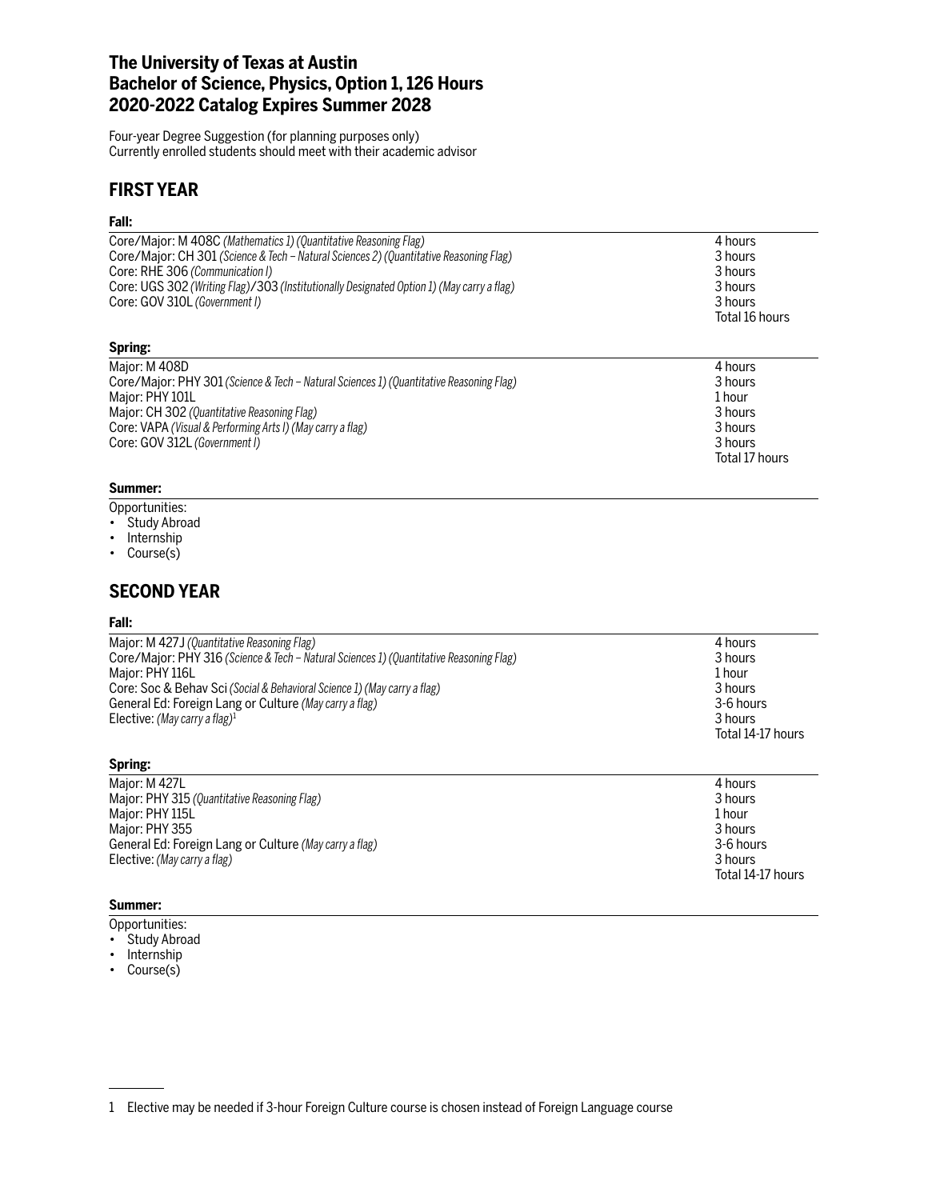# The University of Texas at Austin
# Bachelor of Science, Physics, Option 1, 126 Hours
# 2020-2022 Catalog Expires Summer 2028

Four-year Degree Suggestion (for planning purposes only)
Currently enrolled students should meet with their academic advisor

## FIRST YEAR

### Fall:

| Course | Hours |
|---|---|
| Core/Major: M 408C *(Mathematics 1) (Quantitative Reasoning Flag)* | 4 hours |
| Core/Major: CH 301 *(Science & Tech – Natural Sciences 2) (Quantitative Reasoning Flag)* | 3 hours |
| Core: RHE 306 *(Communication I)* | 3 hours |
| Core: UGS 302 *(Writing Flag)*/303 *(Institutionally Designated Option 1) (May carry a flag)* | 3 hours |
| Core: GOV 310L *(Government I)* | 3 hours |
| | Total 16 hours |

### Spring:

| Course | Hours |
|---|---|
| Major: M 408D | 4 hours |
| Core/Major: PHY 301 *(Science & Tech – Natural Sciences 1) (Quantitative Reasoning Flag)* | 3 hours |
| Major: PHY 101L | 1 hour |
| Major: CH 302 *(Quantitative Reasoning Flag)* | 3 hours |
| Core: VAPA *(Visual & Performing Arts I) (May carry a flag)* | 3 hours |
| Core: GOV 312L *(Government I)* | 3 hours |
| | Total 17 hours |

### Summer:

Opportunities:
- Study Abroad
- Internship
- Course(s)

## SECOND YEAR

### Fall:

| Course | Hours |
|---|---|
| Major: M 427J *(Quantitative Reasoning Flag)* | 4 hours |
| Core/Major: PHY 316 *(Science & Tech – Natural Sciences 1) (Quantitative Reasoning Flag)* | 3 hours |
| Major: PHY 116L | 1 hour |
| Core: Soc & Behav Sci *(Social & Behavioral Science 1) (May carry a flag)* | 3 hours |
| General Ed: Foreign Lang or Culture *(May carry a flag)* | 3-6 hours |
| Elective: *(May carry a flag)*[1] | 3 hours |
| | Total 14-17 hours |

### Spring:

| Course | Hours |
|---|---|
| Major: M 427L | 4 hours |
| Major: PHY 315 *(Quantitative Reasoning Flag)* | 3 hours |
| Major: PHY 115L | 1 hour |
| Major: PHY 355 | 3 hours |
| General Ed: Foreign Lang or Culture *(May carry a flag)* | 3-6 hours |
| Elective: *(May carry a flag)* | 3 hours |
| | Total 14-17 hours |

### Summer:

Opportunities:
- Study Abroad
- Internship
- Course(s)

---

[1] Elective may be needed if 3-hour Foreign Culture course is chosen instead of Foreign Language course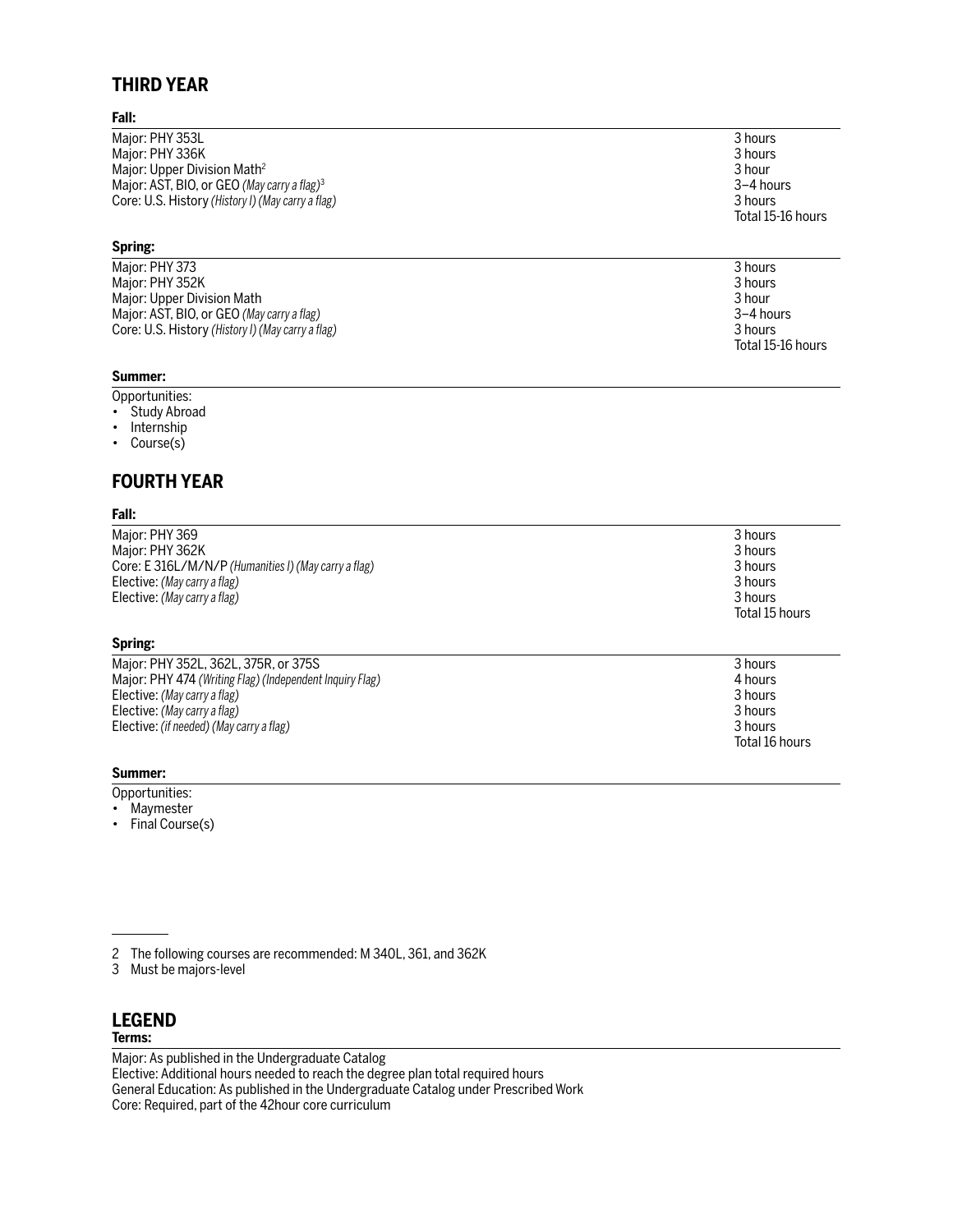## THIRD YEAR

**Fall:**

| | |
|---|---|
| Major: PHY 353L | 3 hours |
| Major: PHY 336K | 3 hours |
| Major: Upper Division Math[2] | 3 hour |
| Major: AST, BIO, or GEO *(May carry a flag)*[3] | 3–4 hours |
| Core: U.S. History *(History I) (May carry a flag)* | 3 hours |
| | Total 15-16 hours |

**Spring:**

| | |
|---|---|
| Major: PHY 373 | 3 hours |
| Major: PHY 352K | 3 hours |
| Major: Upper Division Math | 3 hour |
| Major: AST, BIO, or GEO *(May carry a flag)* | 3–4 hours |
| Core: U.S. History *(History I) (May carry a flag)* | 3 hours |
| | Total 15-16 hours |

**Summer:**

Opportunities:

- Study Abroad
- Internship
- Course(s)

## FOURTH YEAR

**Fall:**

| | |
|---|---|
| Major: PHY 369 | 3 hours |
| Major: PHY 362K | 3 hours |
| Core: E 316L/M/N/P *(Humanities I) (May carry a flag)* | 3 hours |
| Elective: *(May carry a flag)* | 3 hours |
| Elective: *(May carry a flag)* | 3 hours |
| | Total 15 hours |

**Spring:**

| | |
|---|---|
| Major: PHY 352L, 362L, 375R, or 375S | 3 hours |
| Major: PHY 474 *(Writing Flag) (Independent Inquiry Flag)* | 4 hours |
| Elective: *(May carry a flag)* | 3 hours |
| Elective: *(May carry a flag)* | 3 hours |
| Elective: *(if needed) (May carry a flag)* | 3 hours |
| | Total 16 hours |

**Summer:**

Opportunities:

- Maymester
- Final Course(s)

---

2 The following courses are recommended: M 340L, 361, and 362K

3 Must be majors-level

## LEGEND

**Terms:**

Major: As published in the Undergraduate Catalog
Elective: Additional hours needed to reach the degree plan total required hours
General Education: As published in the Undergraduate Catalog under Prescribed Work
Core: Required, part of the 42hour core curriculum